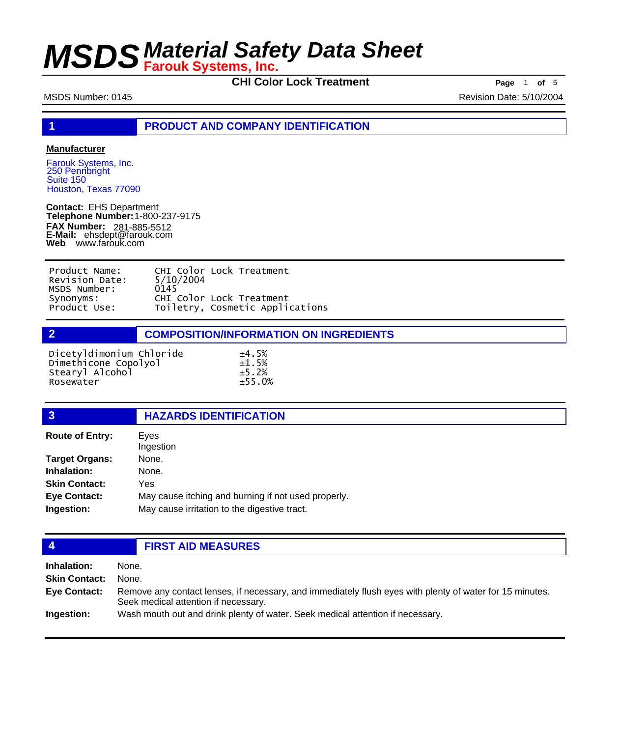# MSDS Material Safety Data Sheet

**Farouk Systems, Inc.**

**CHI Color Lock Treatment**

MSDS Number: 0145

Revision Date: 5/10/2004

## 1 PRODUCT AND COMPANY IDENTIFICATION

**Manufacturer**

Farouk Systems, Inc.
250 Pennbright
Suite 150
Houston, Texas 77090

**Contact:** EHS Department
**Telephone Number:** 1-800-237-9175
**FAX Number:** 281-885-5512
**E-Mail:** ehsdept@farouk.com
**Web** www.farouk.com

| | |
|---|---|
| Product Name: | CHI Color Lock Treatment |
| Revision Date: | 5/10/2004 |
| MSDS Number: | 0145 |
| Synonyms: | CHI Color Lock Treatment |
| Product Use: | Toiletry, Cosmetic Applications |

## 2 COMPOSITION/INFORMATION ON INGREDIENTS

| | |
|---|---|
| Dicetyldimonium Chloride | ±4.5% |
| Dimethicone Copolyol | ±1.5% |
| Stearyl Alcohol | ±5.2% |
| Rosewater | ±55.0% |

## 3 HAZARDS IDENTIFICATION

**Route of Entry:** Eyes
Ingestion

**Target Organs:** None.

**Inhalation:** None.

**Skin Contact:** Yes

**Eye Contact:** May cause itching and burning if not used properly.

**Ingestion:** May cause irritation to the digestive tract.

## 4 FIRST AID MEASURES

**Inhalation:** None.

**Skin Contact:** None.

**Eye Contact:** Remove any contact lenses, if necessary, and immediately flush eyes with plenty of water for 15 minutes. Seek medical attention if necessary.

**Ingestion:** Wash mouth out and drink plenty of water. Seek medical attention if necessary.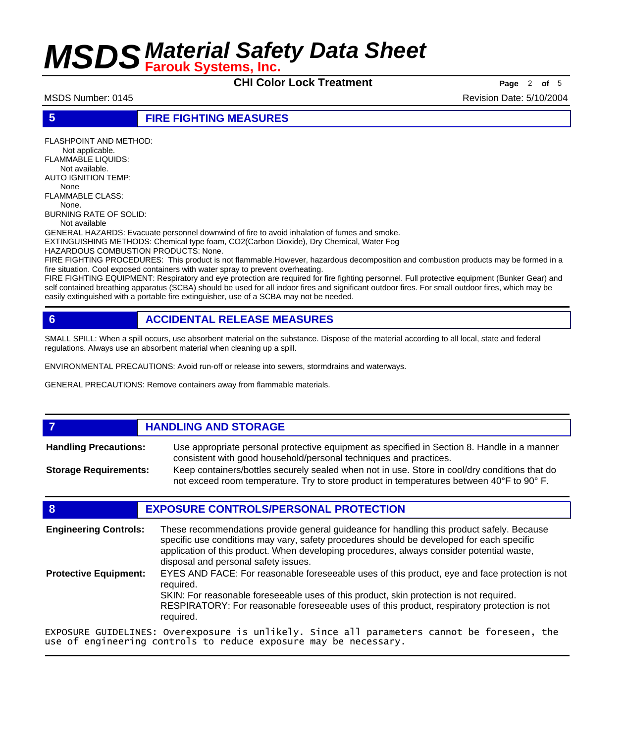## 5 FIRE FIGHTING MEASURES

FLASHPOINT AND METHOD:
Not applicable.
FLAMMABLE LIQUIDS:
Not available.
AUTO IGNITION TEMP:
None
FLAMMABLE CLASS:
None.
BURNING RATE OF SOLID:
Not available
GENERAL HAZARDS: Evacuate personnel downwind of fire to avoid inhalation of fumes and smoke.
EXTINGUISHING METHODS: Chemical type foam, CO2(Carbon Dioxide), Dry Chemical, Water Fog
HAZARDOUS COMBUSTION PRODUCTS: None.
FIRE FIGHTING PROCEDURES: This product is not flammable.However, hazardous decomposition and combustion products may be formed in a fire situation. Cool exposed containers with water spray to prevent overheating.
FIRE FIGHTING EQUIPMENT: Respiratory and eye protection are required for fire fighting personnel. Full protective equipment (Bunker Gear) and self contained breathing apparatus (SCBA) should be used for all indoor fires and significant outdoor fires. For small outdoor fires, which may be easily extinguished with a portable fire extinguisher, use of a SCBA may not be needed.

## 6 ACCIDENTAL RELEASE MEASURES

SMALL SPILL: When a spill occurs, use absorbent material on the substance. Dispose of the material according to all local, state and federal regulations. Always use an absorbent material when cleaning up a spill.

ENVIRONMENTAL PRECAUTIONS: Avoid run-off or release into sewers, stormdrains and waterways.

GENERAL PRECAUTIONS: Remove containers away from flammable materials.

## 7 HANDLING AND STORAGE

**Handling Precautions:** Use appropriate personal protective equipment as specified in Section 8. Handle in a manner consistent with good household/personal techniques and practices.

**Storage Requirements:** Keep containers/bottles securely sealed when not in use. Store in cool/dry conditions that do not exceed room temperature. Try to store product in temperatures between 40°F to 90° F.

## 8 EXPOSURE CONTROLS/PERSONAL PROTECTION

**Engineering Controls:** These recommendations provide general guideance for handling this product safely. Because specific use conditions may vary, safety procedures should be developed for each specific application of this product. When developing procedures, always consider potential waste, disposal and personal safety issues.

**Protective Equipment:** EYES AND FACE: For reasonable foreseeable uses of this product, eye and face protection is not required.
SKIN: For reasonable foreseeable uses of this product, skin protection is not required.
RESPIRATORY: For reasonable foreseeable uses of this product, respiratory protection is not required.

EXPOSURE GUIDELINES: Overexposure is unlikely. Since all parameters cannot be foreseen, the use of engineering controls to reduce exposure may be necessary.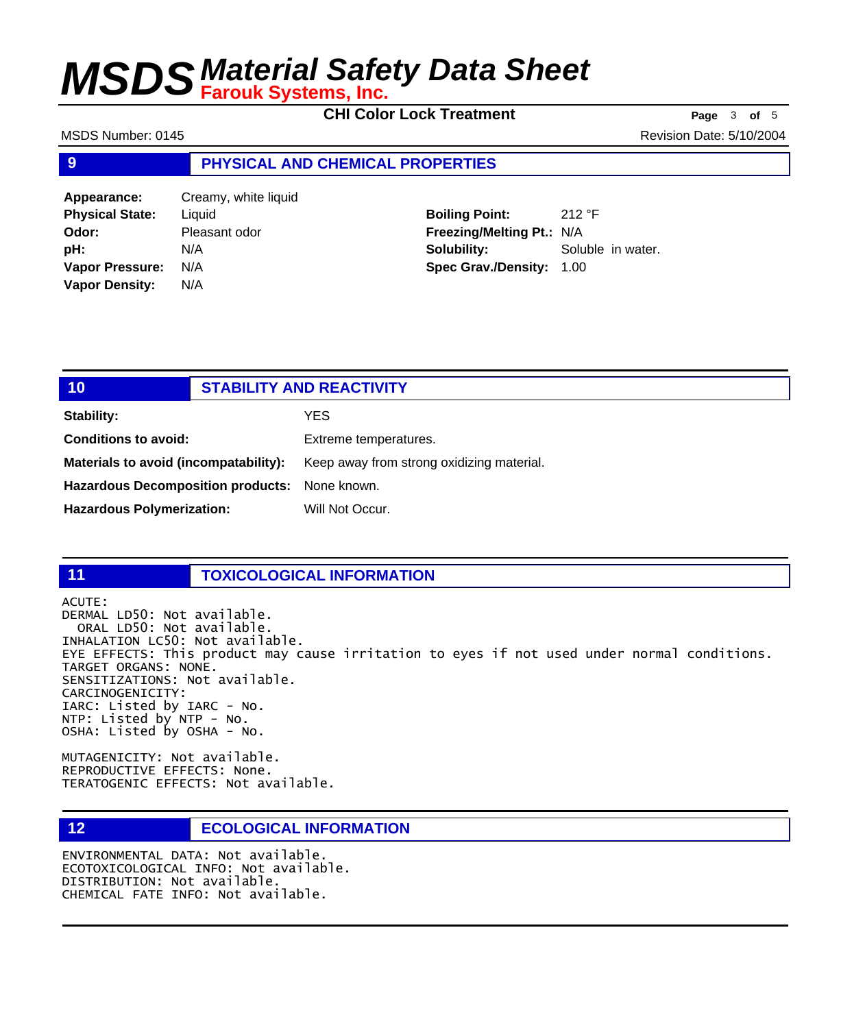## 9 PHYSICAL AND CHEMICAL PROPERTIES

| | | | |
|---|---|---|---|
| **Appearance:** | Creamy, white liquid | | |
| **Physical State:** | Liquid | **Boiling Point:** | 212 °F |
| **Odor:** | Pleasant odor | **Freezing/Melting Pt.:** | N/A |
| **pH:** | N/A | **Solubility:** | Soluble in water. |
| **Vapor Pressure:** | N/A | **Spec Grav./Density:** | 1.00 |
| **Vapor Density:** | N/A | | |

## 10 STABILITY AND REACTIVITY

**Stability:** YES

**Conditions to avoid:** Extreme temperatures.

**Materials to avoid (incompatability):** Keep away from strong oxidizing material.

**Hazardous Decomposition products:** None known.

**Hazardous Polymerization:** Will Not Occur.

## 11 TOXICOLOGICAL INFORMATION

ACUTE:
DERMAL LD50: Not available.
ORAL LD50: Not available.
INHALATION LC50: Not available.
EYE EFFECTS: This product may cause irritation to eyes if not used under normal conditions.
TARGET ORGANS: NONE.
SENSITIZATIONS: Not available.
CARCINOGENICITY:
IARC: Listed by IARC - No.
NTP: Listed by NTP - No.
OSHA: Listed by OSHA - No.

MUTAGENICITY: Not available.
REPRODUCTIVE EFFECTS: None.
TERATOGENIC EFFECTS: Not available.

## 12 ECOLOGICAL INFORMATION

ENVIRONMENTAL DATA: Not available.
ECOTOXICOLOGICAL INFO: Not available.
DISTRIBUTION: Not available.
CHEMICAL FATE INFO: Not available.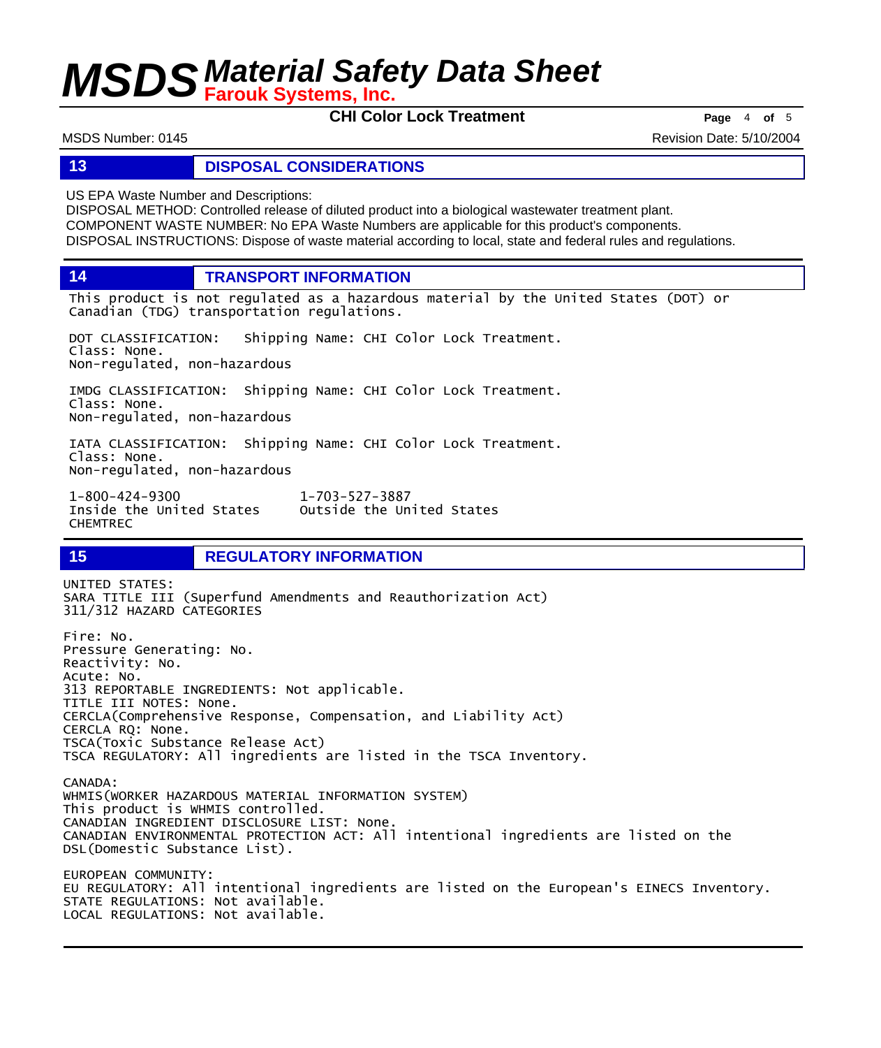## 13 DISPOSAL CONSIDERATIONS

US EPA Waste Number and Descriptions:
DISPOSAL METHOD: Controlled release of diluted product into a biological wastewater treatment plant.
COMPONENT WASTE NUMBER: No EPA Waste Numbers are applicable for this product's components.
DISPOSAL INSTRUCTIONS: Dispose of waste material according to local, state and federal rules and regulations.

## 14 TRANSPORT INFORMATION

This product is not regulated as a hazardous material by the United States (DOT) or Canadian (TDG) transportation regulations.

DOT CLASSIFICATION: Shipping Name: CHI Color Lock Treatment.
Class: None.
Non-regulated, non-hazardous

IMDG CLASSIFICATION: Shipping Name: CHI Color Lock Treatment.
Class: None.
Non-regulated, non-hazardous

IATA CLASSIFICATION: Shipping Name: CHI Color Lock Treatment.
Class: None.
Non-regulated, non-hazardous

| 1-800-424-9300 | 1-703-527-3887 |
|---|---|
| Inside the United States | Outside the United States |
| CHEMTREC | |

## 15 REGULATORY INFORMATION

UNITED STATES:
SARA TITLE III (Superfund Amendments and Reauthorization Act)
311/312 HAZARD CATEGORIES

Fire: No.
Pressure Generating: No.
Reactivity: No.
Acute: No.
313 REPORTABLE INGREDIENTS: Not applicable.
TITLE III NOTES: None.
CERCLA(Comprehensive Response, Compensation, and Liability Act)
CERCLA RQ: None.
TSCA(Toxic Substance Release Act)
TSCA REGULATORY: All ingredients are listed in the TSCA Inventory.

CANADA:
WHMIS(WORKER HAZARDOUS MATERIAL INFORMATION SYSTEM)
This product is WHMIS controlled.
CANADIAN INGREDIENT DISCLOSURE LIST: None.
CANADIAN ENVIRONMENTAL PROTECTION ACT: All intentional ingredients are listed on the DSL(Domestic Substance List).

EUROPEAN COMMUNITY:
EU REGULATORY: All intentional ingredients are listed on the European's EINECS Inventory.
STATE REGULATIONS: Not available.
LOCAL REGULATIONS: Not available.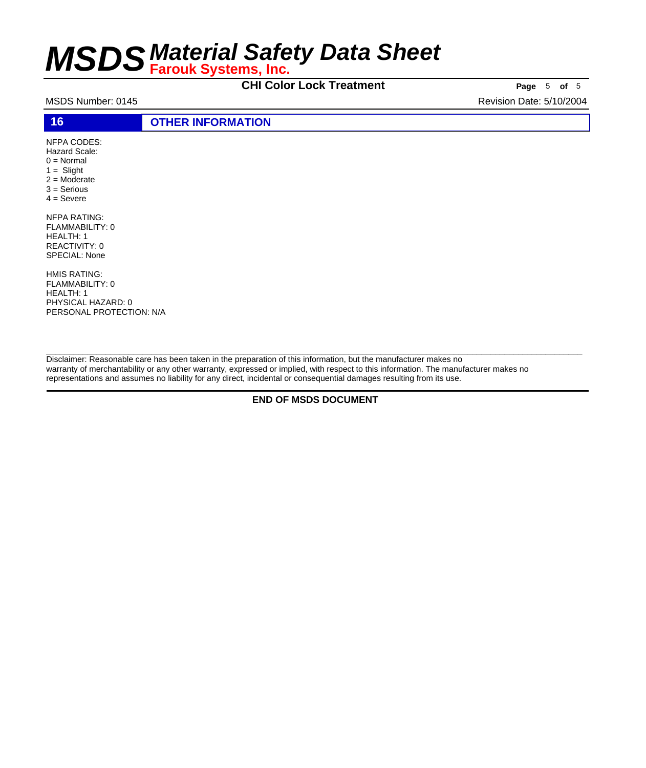## 16 OTHER INFORMATION

NFPA CODES:
Hazard Scale:
0 = Normal
1 = Slight
2 = Moderate
3 = Serious
4 = Severe

NFPA RATING:
FLAMMABILITY: 0
HEALTH: 1
REACTIVITY: 0
SPECIAL: None

HMIS RATING:
FLAMMABILITY: 0
HEALTH: 1
PHYSICAL HAZARD: 0
PERSONAL PROTECTION: N/A

---

Disclaimer: Reasonable care has been taken in the preparation of this information, but the manufacturer makes no warranty of merchantability or any other warranty, expressed or implied, with respect to this information. The manufacturer makes no representations and assumes no liability for any direct, incidental or consequential damages resulting from its use.

---

**END OF MSDS DOCUMENT**